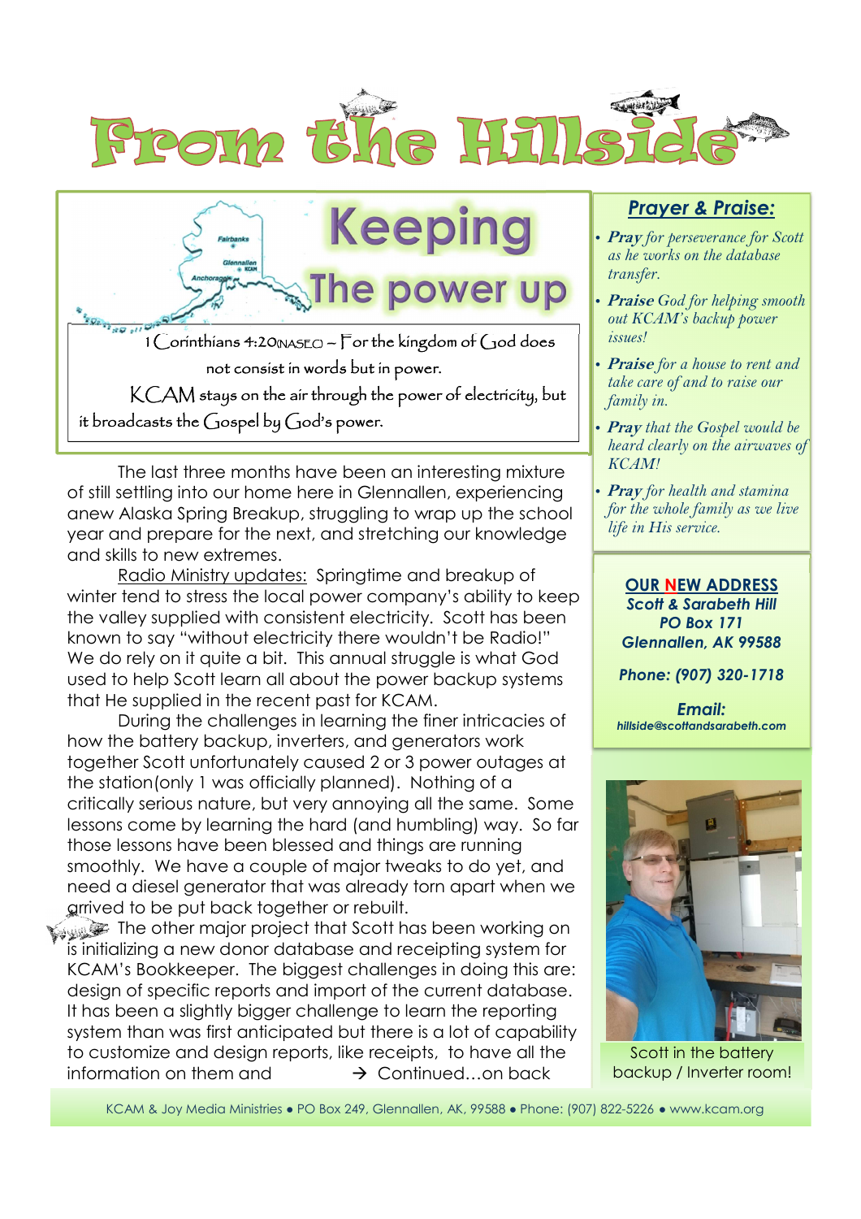# From the Hillside

## Keeping The power up

1 Corinthians 4:20(NASEO) – For the kingdom of God does not consist in words but in power.

KCAM stays on the air through the power of electricity, but it broadcasts the Gospel by God's power.

The last three months have been an interesting mixture of still settling into our home here in Glennallen, experiencing anew Alaska Spring Breakup, struggling to wrap up the school year and prepare for the next, and stretching our knowledge and skills to new extremes.

Radio Ministry updates: Springtime and breakup of winter tend to stress the local power company's ability to keep the valley supplied with consistent electricity. Scott has been known to say "without electricity there wouldn't be Radio!" We do rely on it quite a bit. This annual struggle is what God used to help Scott learn all about the power backup systems that He supplied in the recent past for KCAM.

During the challenges in learning the finer intricacies of how the battery backup, inverters, and generators work together Scott unfortunately caused 2 or 3 power outages at the station(only 1 was officially planned). Nothing of a critically serious nature, but very annoying all the same. Some lessons come by learning the hard (and humbling) way. So far those lessons have been blessed and things are running smoothly. We have a couple of major tweaks to do yet, and need a diesel generator that was already torn apart when we arrived to be put back together or rebuilt.

The other major project that Scott has been working on is initializing a new donor database and receipting system for KCAM's Bookkeeper. The biggest challenges in doing this are: design of specific reports and import of the current database. It has been a slightly bigger challenge to learn the reporting system than was first anticipated but there is a lot of capability to customize and design reports, like receipts, to have all the information on them and → Continued…on back

## Prayer & Praise:

- ***Pray*** *for perseverance for Scott as he works on the database transfer.*
- ***Praise*** *God for helping smooth out KCAM's backup power issues!*
- ***Praise*** *for a house to rent and take care of and to raise our family in.*
- ***Pray*** *that the Gospel would be heard clearly on the airwaves of KCAM!*
- ***Pray*** *for health and stamina for the whole family as we live life in His service.*

**OUR NEW ADDRESS**
**Scott & Sarabeth Hill**
**PO Box 171**
**Glennallen, AK 99588**

**Phone: (907) 320-1718**

**Email:**
**hillside@scottandsarabeth.com**

Scott in the battery backup / Inverter room!

KCAM & Joy Media Ministries • PO Box 249, Glennallen, AK, 99588 • Phone: (907) 822-5226 • www.kcam.org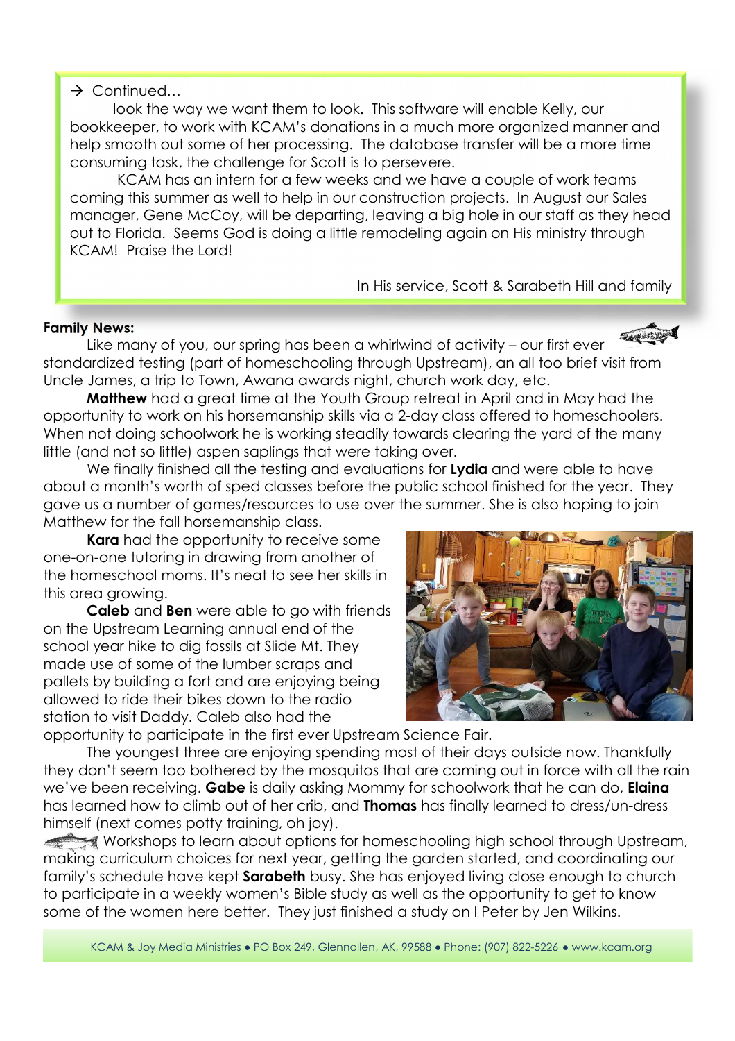→ Continued…

look the way we want them to look. This software will enable Kelly, our bookkeeper, to work with KCAM's donations in a much more organized manner and help smooth out some of her processing. The database transfer will be a more time consuming task, the challenge for Scott is to persevere.

KCAM has an intern for a few weeks and we have a couple of work teams coming this summer as well to help in our construction projects. In August our Sales manager, Gene McCoy, will be departing, leaving a big hole in our staff as they head out to Florida. Seems God is doing a little remodeling again on His ministry through KCAM! Praise the Lord!

In His service, Scott & Sarabeth Hill and family

**Family News:**

Like many of you, our spring has been a whirlwind of activity – our first ever standardized testing (part of homeschooling through Upstream), an all too brief visit from Uncle James, a trip to Town, Awana awards night, church work day, etc.

**Matthew** had a great time at the Youth Group retreat in April and in May had the opportunity to work on his horsemanship skills via a 2-day class offered to homeschoolers. When not doing schoolwork he is working steadily towards clearing the yard of the many little (and not so little) aspen saplings that were taking over.

We finally finished all the testing and evaluations for **Lydia** and were able to have about a month's worth of sped classes before the public school finished for the year. They gave us a number of games/resources to use over the summer. She is also hoping to join Matthew for the fall horsemanship class.

**Kara** had the opportunity to receive some one-on-one tutoring in drawing from another of the homeschool moms. It's neat to see her skills in this area growing.

**Caleb** and **Ben** were able to go with friends on the Upstream Learning annual end of the school year hike to dig fossils at Slide Mt. They made use of some of the lumber scraps and pallets by building a fort and are enjoying being allowed to ride their bikes down to the radio station to visit Daddy. Caleb also had the opportunity to participate in the first ever Upstream Science Fair.

The youngest three are enjoying spending most of their days outside now. Thankfully they don't seem too bothered by the mosquitos that are coming out in force with all the rain we've been receiving. **Gabe** is daily asking Mommy for schoolwork that he can do, **Elaina** has learned how to climb out of her crib, and **Thomas** has finally learned to dress/un-dress himself (next comes potty training, oh joy).

Workshops to learn about options for homeschooling high school through Upstream, making curriculum choices for next year, getting the garden started, and coordinating our family's schedule have kept **Sarabeth** busy. She has enjoyed living close enough to church to participate in a weekly women's Bible study as well as the opportunity to get to know some of the women here better. They just finished a study on I Peter by Jen Wilkins.

KCAM & Joy Media Ministries • PO Box 249, Glennallen, AK, 99588 • Phone: (907) 822-5226 • www.kcam.org